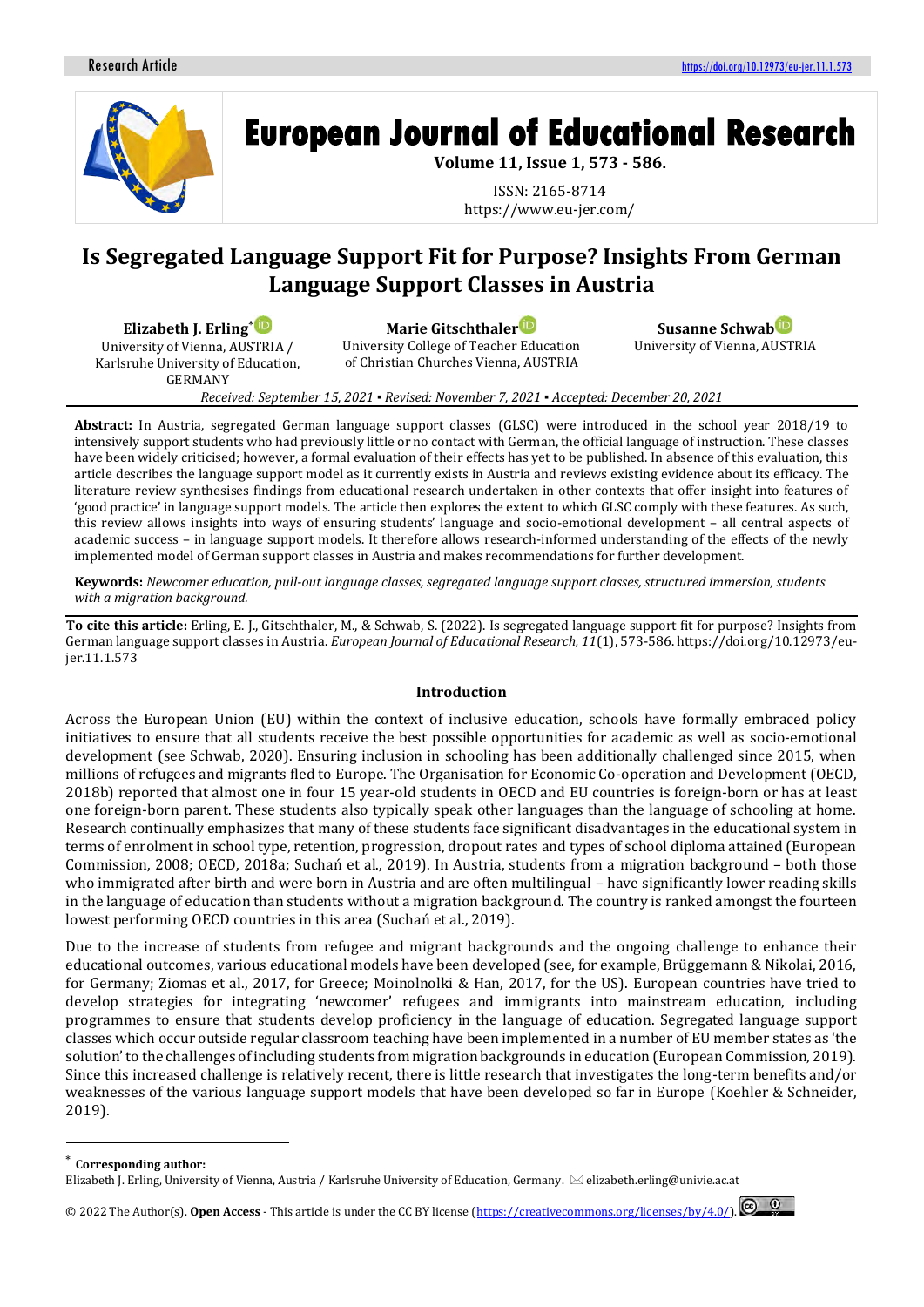# Is Segregated Language Support Fit for Purpose? Insights From German Language Support Classes in Austria

**Elizabeth J. Erling**[*]
University of Vienna, AUSTRIA / Karlsruhe University of Education, GERMANY

**Marie Gitschthaler**
University College of Teacher Education of Christian Churches Vienna, AUSTRIA

**Susanne Schwab**
University of Vienna, AUSTRIA

*Received: September 15, 2021 ▪ Revised: November 7, 2021 ▪ Accepted: December 20, 2021*

**Abstract:** In Austria, segregated German language support classes (GLSC) were introduced in the school year 2018/19 to intensively support students who had previously little or no contact with German, the official language of instruction. These classes have been widely criticised; however, a formal evaluation of their effects has yet to be published. In absence of this evaluation, this article describes the language support model as it currently exists in Austria and reviews existing evidence about its efficacy. The literature review synthesises findings from educational research undertaken in other contexts that offer insight into features of 'good practice' in language support models. The article then explores the extent to which GLSC comply with these features. As such, this review allows insights into ways of ensuring students' language and socio-emotional development – all central aspects of academic success – in language support models. It therefore allows research-informed understanding of the effects of the newly implemented model of German support classes in Austria and makes recommendations for further development.

**Keywords:** *Newcomer education, pull-out language classes, segregated language support classes, structured immersion, students with a migration background.*

**To cite this article:** Erling, E. J., Gitschthaler, M., & Schwab, S. (2022). Is segregated language support fit for purpose? Insights from German language support classes in Austria. *European Journal of Educational Research, 11*(1), 573-586. https://doi.org/10.12973/eu-jer.11.1.573

## Introduction

Across the European Union (EU) within the context of inclusive education, schools have formally embraced policy initiatives to ensure that all students receive the best possible opportunities for academic as well as socio-emotional development (see Schwab, 2020). Ensuring inclusion in schooling has been additionally challenged since 2015, when millions of refugees and migrants fled to Europe. The Organisation for Economic Co-operation and Development (OECD, 2018b) reported that almost one in four 15 year-old students in OECD and EU countries is foreign-born or has at least one foreign-born parent. These students also typically speak other languages than the language of schooling at home. Research continually emphasizes that many of these students face significant disadvantages in the educational system in terms of enrolment in school type, retention, progression, dropout rates and types of school diploma attained (European Commission, 2008; OECD, 2018a; Suchań et al., 2019). In Austria, students from a migration background – both those who immigrated after birth and were born in Austria and are often multilingual – have significantly lower reading skills in the language of education than students without a migration background. The country is ranked amongst the fourteen lowest performing OECD countries in this area (Suchań et al., 2019).

Due to the increase of students from refugee and migrant backgrounds and the ongoing challenge to enhance their educational outcomes, various educational models have been developed (see, for example, Brüggemann & Nikolai, 2016, for Germany; Ziomas et al., 2017, for Greece; Moinolnolki & Han, 2017, for the US). European countries have tried to develop strategies for integrating 'newcomer' refugees and immigrants into mainstream education, including programmes to ensure that students develop proficiency in the language of education. Segregated language support classes which occur outside regular classroom teaching have been implemented in a number of EU member states as 'the solution' to the challenges of including students from migration backgrounds in education (European Commission, 2019). Since this increased challenge is relatively recent, there is little research that investigates the long-term benefits and/or weaknesses of the various language support models that have been developed so far in Europe (Koehler & Schneider, 2019).

[*] **Corresponding author:**
Elizabeth J. Erling, University of Vienna, Austria / Karlsruhe University of Education, Germany. elizabeth.erling@univie.ac.at

© 2022 The Author(s). **Open Access** - This article is under the CC BY license (https://creativecommons.org/licenses/by/4.0/).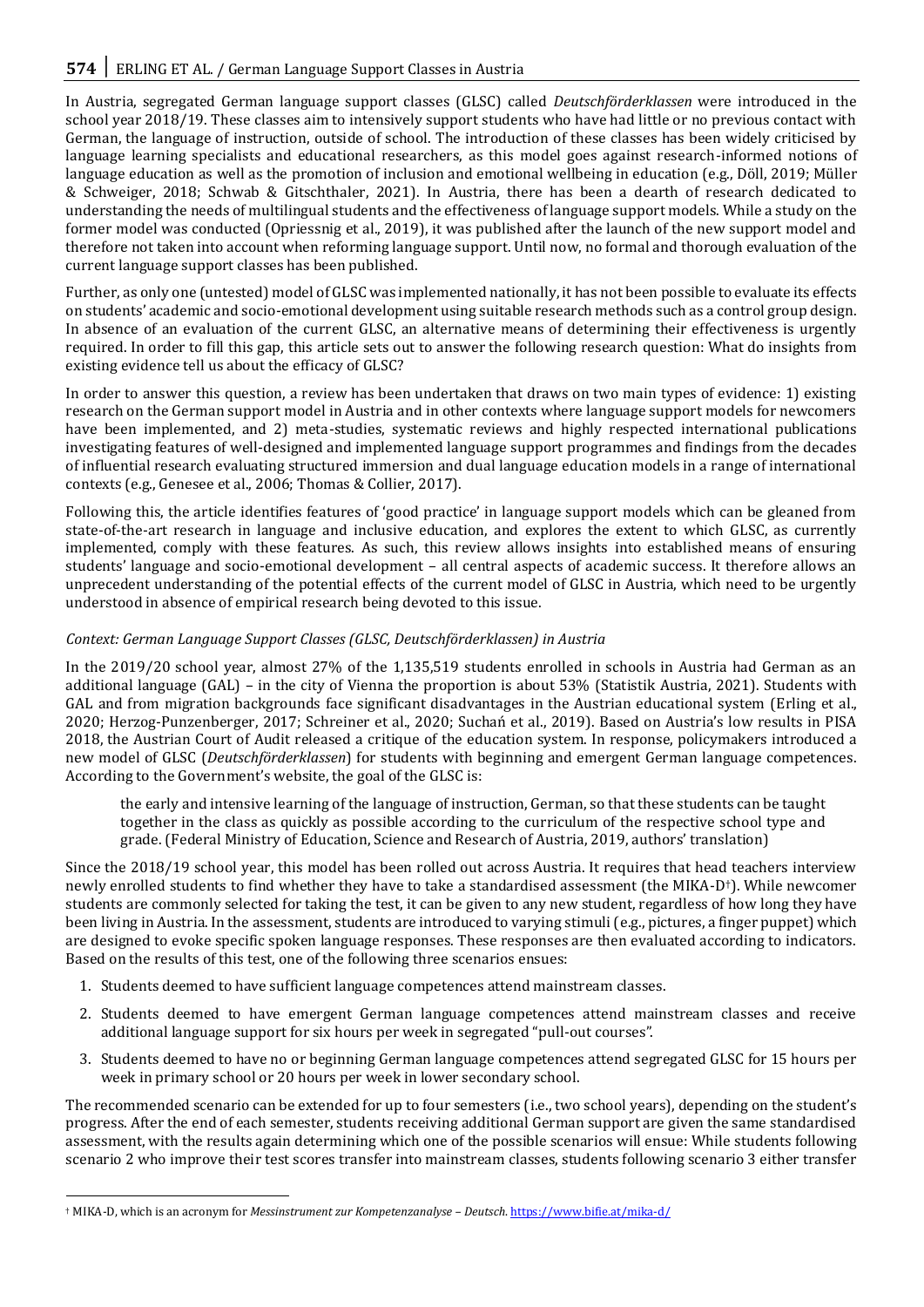In Austria, segregated German language support classes (GLSC) called *Deutschförderklassen* were introduced in the school year 2018/19. These classes aim to intensively support students who have had little or no previous contact with German, the language of instruction, outside of school. The introduction of these classes has been widely criticised by language learning specialists and educational researchers, as this model goes against research-informed notions of language education as well as the promotion of inclusion and emotional wellbeing in education (e.g., Döll, 2019; Müller & Schweiger, 2018; Schwab & Gitschthaler, 2021). In Austria, there has been a dearth of research dedicated to understanding the needs of multilingual students and the effectiveness of language support models. While a study on the former model was conducted (Opriessnig et al., 2019), it was published after the launch of the new support model and therefore not taken into account when reforming language support. Until now, no formal and thorough evaluation of the current language support classes has been published.

Further, as only one (untested) model of GLSC was implemented nationally, it has not been possible to evaluate its effects on students' academic and socio-emotional development using suitable research methods such as a control group design. In absence of an evaluation of the current GLSC, an alternative means of determining their effectiveness is urgently required. In order to fill this gap, this article sets out to answer the following research question: What do insights from existing evidence tell us about the efficacy of GLSC?

In order to answer this question, a review has been undertaken that draws on two main types of evidence: 1) existing research on the German support model in Austria and in other contexts where language support models for newcomers have been implemented, and 2) meta-studies, systematic reviews and highly respected international publications investigating features of well-designed and implemented language support programmes and findings from the decades of influential research evaluating structured immersion and dual language education models in a range of international contexts (e.g., Genesee et al., 2006; Thomas & Collier, 2017).

Following this, the article identifies features of 'good practice' in language support models which can be gleaned from state-of-the-art research in language and inclusive education, and explores the extent to which GLSC, as currently implemented, comply with these features. As such, this review allows insights into established means of ensuring students' language and socio-emotional development – all central aspects of academic success. It therefore allows an unprecedent understanding of the potential effects of the current model of GLSC in Austria, which need to be urgently understood in absence of empirical research being devoted to this issue.

*Context: German Language Support Classes (GLSC, Deutschförderklassen) in Austria*

In the 2019/20 school year, almost 27% of the 1,135,519 students enrolled in schools in Austria had German as an additional language (GAL) – in the city of Vienna the proportion is about 53% (Statistik Austria, 2021). Students with GAL and from migration backgrounds face significant disadvantages in the Austrian educational system (Erling et al., 2020; Herzog-Punzenberger, 2017; Schreiner et al., 2020; Suchań et al., 2019). Based on Austria's low results in PISA 2018, the Austrian Court of Audit released a critique of the education system. In response, policymakers introduced a new model of GLSC (*Deutschförderklassen*) for students with beginning and emergent German language competences. According to the Government's website, the goal of the GLSC is:

> the early and intensive learning of the language of instruction, German, so that these students can be taught together in the class as quickly as possible according to the curriculum of the respective school type and grade. (Federal Ministry of Education, Science and Research of Austria, 2019, authors' translation)

Since the 2018/19 school year, this model has been rolled out across Austria. It requires that head teachers interview newly enrolled students to find whether they have to take a standardised assessment (the MIKA-D[†]). While newcomer students are commonly selected for taking the test, it can be given to any new student, regardless of how long they have been living in Austria. In the assessment, students are introduced to varying stimuli (e.g., pictures, a finger puppet) which are designed to evoke specific spoken language responses. These responses are then evaluated according to indicators. Based on the results of this test, one of the following three scenarios ensues:

1. Students deemed to have sufficient language competences attend mainstream classes.
2. Students deemed to have emergent German language competences attend mainstream classes and receive additional language support for six hours per week in segregated "pull-out courses".
3. Students deemed to have no or beginning German language competences attend segregated GLSC for 15 hours per week in primary school or 20 hours per week in lower secondary school.

The recommended scenario can be extended for up to four semesters (i.e., two school years), depending on the student's progress. After the end of each semester, students receiving additional German support are given the same standardised assessment, with the results again determining which one of the possible scenarios will ensue: While students following scenario 2 who improve their test scores transfer into mainstream classes, students following scenario 3 either transfer

[†] MIKA-D, which is an acronym for *Messinstrument zur Kompetenzanalyse – Deutsch*. https://www.bifie.at/mika-d/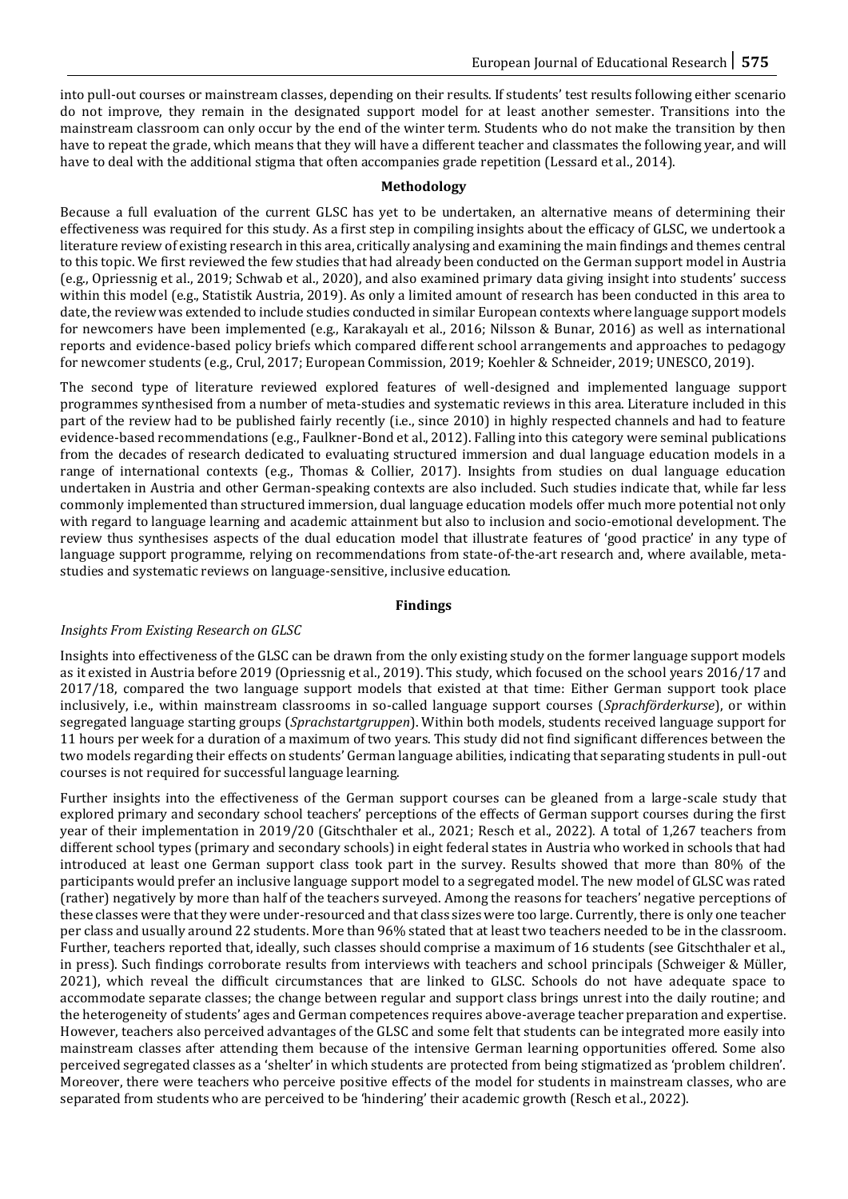into pull-out courses or mainstream classes, depending on their results. If students' test results following either scenario do not improve, they remain in the designated support model for at least another semester. Transitions into the mainstream classroom can only occur by the end of the winter term. Students who do not make the transition by then have to repeat the grade, which means that they will have a different teacher and classmates the following year, and will have to deal with the additional stigma that often accompanies grade repetition (Lessard et al., 2014).

## Methodology

Because a full evaluation of the current GLSC has yet to be undertaken, an alternative means of determining their effectiveness was required for this study. As a first step in compiling insights about the efficacy of GLSC, we undertook a literature review of existing research in this area, critically analysing and examining the main findings and themes central to this topic. We first reviewed the few studies that had already been conducted on the German support model in Austria (e.g., Opriessnig et al., 2019; Schwab et al., 2020), and also examined primary data giving insight into students' success within this model (e.g., Statistik Austria, 2019). As only a limited amount of research has been conducted in this area to date, the review was extended to include studies conducted in similar European contexts where language support models for newcomers have been implemented (e.g., Karakayalı et al., 2016; Nilsson & Bunar, 2016) as well as international reports and evidence-based policy briefs which compared different school arrangements and approaches to pedagogy for newcomer students (e.g., Crul, 2017; European Commission, 2019; Koehler & Schneider, 2019; UNESCO, 2019).

The second type of literature reviewed explored features of well-designed and implemented language support programmes synthesised from a number of meta-studies and systematic reviews in this area. Literature included in this part of the review had to be published fairly recently (i.e., since 2010) in highly respected channels and had to feature evidence-based recommendations (e.g., Faulkner-Bond et al., 2012). Falling into this category were seminal publications from the decades of research dedicated to evaluating structured immersion and dual language education models in a range of international contexts (e.g., Thomas & Collier, 2017). Insights from studies on dual language education undertaken in Austria and other German-speaking contexts are also included. Such studies indicate that, while far less commonly implemented than structured immersion, dual language education models offer much more potential not only with regard to language learning and academic attainment but also to inclusion and socio-emotional development. The review thus synthesises aspects of the dual education model that illustrate features of 'good practice' in any type of language support programme, relying on recommendations from state-of-the-art research and, where available, meta-studies and systematic reviews on language-sensitive, inclusive education.

## Findings

### *Insights From Existing Research on GLSC*

Insights into effectiveness of the GLSC can be drawn from the only existing study on the former language support models as it existed in Austria before 2019 (Opriessnig et al., 2019). This study, which focused on the school years 2016/17 and 2017/18, compared the two language support models that existed at that time: Either German support took place inclusively, i.e., within mainstream classrooms in so-called language support courses (*Sprachförderkurse*), or within segregated language starting groups (*Sprachstartgruppen*). Within both models, students received language support for 11 hours per week for a duration of a maximum of two years. This study did not find significant differences between the two models regarding their effects on students' German language abilities, indicating that separating students in pull-out courses is not required for successful language learning.

Further insights into the effectiveness of the German support courses can be gleaned from a large-scale study that explored primary and secondary school teachers' perceptions of the effects of German support courses during the first year of their implementation in 2019/20 (Gitschthaler et al., 2021; Resch et al., 2022). A total of 1,267 teachers from different school types (primary and secondary schools) in eight federal states in Austria who worked in schools that had introduced at least one German support class took part in the survey. Results showed that more than 80% of the participants would prefer an inclusive language support model to a segregated model. The new model of GLSC was rated (rather) negatively by more than half of the teachers surveyed. Among the reasons for teachers' negative perceptions of these classes were that they were under-resourced and that class sizes were too large. Currently, there is only one teacher per class and usually around 22 students. More than 96% stated that at least two teachers needed to be in the classroom. Further, teachers reported that, ideally, such classes should comprise a maximum of 16 students (see Gitschthaler et al., in press). Such findings corroborate results from interviews with teachers and school principals (Schweiger & Müller, 2021), which reveal the difficult circumstances that are linked to GLSC. Schools do not have adequate space to accommodate separate classes; the change between regular and support class brings unrest into the daily routine; and the heterogeneity of students' ages and German competences requires above-average teacher preparation and expertise. However, teachers also perceived advantages of the GLSC and some felt that students can be integrated more easily into mainstream classes after attending them because of the intensive German learning opportunities offered. Some also perceived segregated classes as a 'shelter' in which students are protected from being stigmatized as 'problem children'. Moreover, there were teachers who perceive positive effects of the model for students in mainstream classes, who are separated from students who are perceived to be 'hindering' their academic growth (Resch et al., 2022).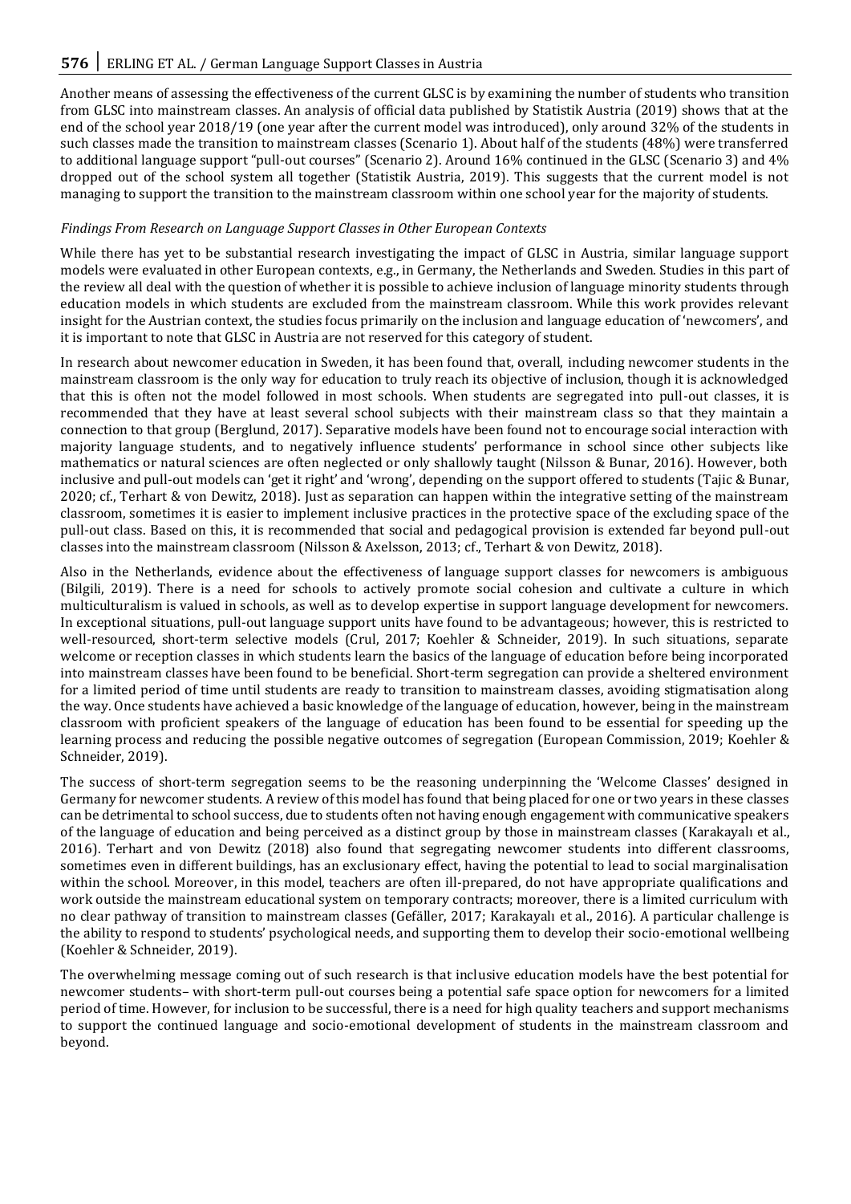Another means of assessing the effectiveness of the current GLSC is by examining the number of students who transition from GLSC into mainstream classes. An analysis of official data published by Statistik Austria (2019) shows that at the end of the school year 2018/19 (one year after the current model was introduced), only around 32% of the students in such classes made the transition to mainstream classes (Scenario 1). About half of the students (48%) were transferred to additional language support "pull-out courses" (Scenario 2). Around 16% continued in the GLSC (Scenario 3) and 4% dropped out of the school system all together (Statistik Austria, 2019). This suggests that the current model is not managing to support the transition to the mainstream classroom within one school year for the majority of students.

*Findings From Research on Language Support Classes in Other European Contexts*

While there has yet to be substantial research investigating the impact of GLSC in Austria, similar language support models were evaluated in other European contexts, e.g., in Germany, the Netherlands and Sweden. Studies in this part of the review all deal with the question of whether it is possible to achieve inclusion of language minority students through education models in which students are excluded from the mainstream classroom. While this work provides relevant insight for the Austrian context, the studies focus primarily on the inclusion and language education of 'newcomers', and it is important to note that GLSC in Austria are not reserved for this category of student.

In research about newcomer education in Sweden, it has been found that, overall, including newcomer students in the mainstream classroom is the only way for education to truly reach its objective of inclusion, though it is acknowledged that this is often not the model followed in most schools. When students are segregated into pull-out classes, it is recommended that they have at least several school subjects with their mainstream class so that they maintain a connection to that group (Berglund, 2017). Separative models have been found not to encourage social interaction with majority language students, and to negatively influence students' performance in school since other subjects like mathematics or natural sciences are often neglected or only shallowly taught (Nilsson & Bunar, 2016). However, both inclusive and pull-out models can 'get it right' and 'wrong', depending on the support offered to students (Tajic & Bunar, 2020; cf., Terhart & von Dewitz, 2018). Just as separation can happen within the integrative setting of the mainstream classroom, sometimes it is easier to implement inclusive practices in the protective space of the excluding space of the pull-out class. Based on this, it is recommended that social and pedagogical provision is extended far beyond pull-out classes into the mainstream classroom (Nilsson & Axelsson, 2013; cf., Terhart & von Dewitz, 2018).

Also in the Netherlands, evidence about the effectiveness of language support classes for newcomers is ambiguous (Bilgili, 2019). There is a need for schools to actively promote social cohesion and cultivate a culture in which multiculturalism is valued in schools, as well as to develop expertise in support language development for newcomers. In exceptional situations, pull-out language support units have found to be advantageous; however, this is restricted to well-resourced, short-term selective models (Crul, 2017; Koehler & Schneider, 2019). In such situations, separate welcome or reception classes in which students learn the basics of the language of education before being incorporated into mainstream classes have been found to be beneficial. Short-term segregation can provide a sheltered environment for a limited period of time until students are ready to transition to mainstream classes, avoiding stigmatisation along the way. Once students have achieved a basic knowledge of the language of education, however, being in the mainstream classroom with proficient speakers of the language of education has been found to be essential for speeding up the learning process and reducing the possible negative outcomes of segregation (European Commission, 2019; Koehler & Schneider, 2019).

The success of short-term segregation seems to be the reasoning underpinning the 'Welcome Classes' designed in Germany for newcomer students. A review of this model has found that being placed for one or two years in these classes can be detrimental to school success, due to students often not having enough engagement with communicative speakers of the language of education and being perceived as a distinct group by those in mainstream classes (Karakayalı et al., 2016). Terhart and von Dewitz (2018) also found that segregating newcomer students into different classrooms, sometimes even in different buildings, has an exclusionary effect, having the potential to lead to social marginalisation within the school. Moreover, in this model, teachers are often ill-prepared, do not have appropriate qualifications and work outside the mainstream educational system on temporary contracts; moreover, there is a limited curriculum with no clear pathway of transition to mainstream classes (Gefäller, 2017; Karakayalı et al., 2016). A particular challenge is the ability to respond to students' psychological needs, and supporting them to develop their socio-emotional wellbeing (Koehler & Schneider, 2019).

The overwhelming message coming out of such research is that inclusive education models have the best potential for newcomer students– with short-term pull-out courses being a potential safe space option for newcomers for a limited period of time. However, for inclusion to be successful, there is a need for high quality teachers and support mechanisms to support the continued language and socio-emotional development of students in the mainstream classroom and beyond.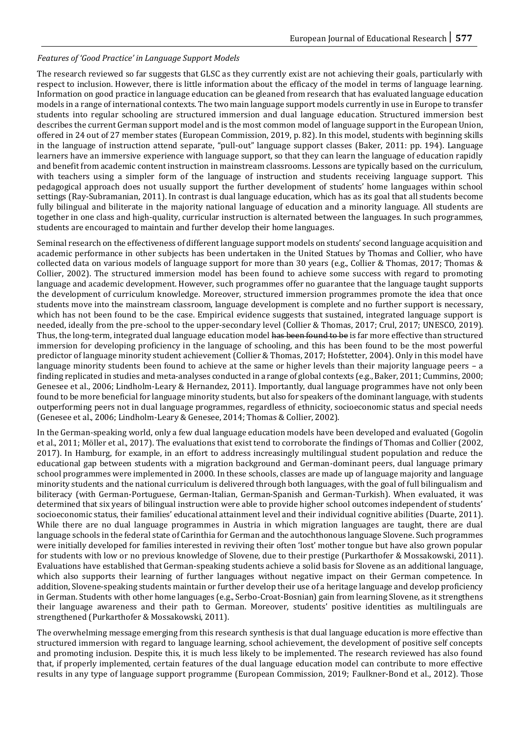*Features of 'Good Practice' in Language Support Models*

The research reviewed so far suggests that GLSC as they currently exist are not achieving their goals, particularly with respect to inclusion. However, there is little information about the efficacy of the model in terms of language learning. Information on good practice in language education can be gleaned from research that has evaluated language education models in a range of international contexts. The two main language support models currently in use in Europe to transfer students into regular schooling are structured immersion and dual language education. Structured immersion best describes the current German support model and is the most common model of language support in the European Union, offered in 24 out of 27 member states (European Commission, 2019, p. 82). In this model, students with beginning skills in the language of instruction attend separate, "pull-out" language support classes (Baker, 2011: pp. 194). Language learners have an immersive experience with language support, so that they can learn the language of education rapidly and benefit from academic content instruction in mainstream classrooms. Lessons are typically based on the curriculum, with teachers using a simpler form of the language of instruction and students receiving language support. This pedagogical approach does not usually support the further development of students' home languages within school settings (Ray-Subramanian, 2011). In contrast is dual language education, which has as its goal that all students become fully bilingual and biliterate in the majority national language of education and a minority language. All students are together in one class and high-quality, curricular instruction is alternated between the languages. In such programmes, students are encouraged to maintain and further develop their home languages.

Seminal research on the effectiveness of different language support models on students' second language acquisition and academic performance in other subjects has been undertaken in the United Statues by Thomas and Collier, who have collected data on various models of language support for more than 30 years (e.g., Collier & Thomas, 2017; Thomas & Collier, 2002). The structured immersion model has been found to achieve some success with regard to promoting language and academic development. However, such programmes offer no guarantee that the language taught supports the development of curriculum knowledge. Moreover, structured immersion programmes promote the idea that once students move into the mainstream classroom, language development is complete and no further support is necessary, which has not been found to be the case. Empirical evidence suggests that sustained, integrated language support is needed, ideally from the pre-school to the upper-secondary level (Collier & Thomas, 2017; Crul, 2017; UNESCO, 2019). Thus, the long-term, integrated dual language education model ~~has been found to be~~ is far more effective than structured immersion for developing proficiency in the language of schooling, and this has been found to be the most powerful predictor of language minority student achievement (Collier & Thomas, 2017; Hofstetter, 2004). Only in this model have language minority students been found to achieve at the same or higher levels than their majority language peers – a finding replicated in studies and meta-analyses conducted in a range of global contexts (e.g., Baker, 2011; Cummins, 2000; Genesee et al., 2006; Lindholm-Leary & Hernandez, 2011). Importantly, dual language programmes have not only been found to be more beneficial for language minority students, but also for speakers of the dominant language, with students outperforming peers not in dual language programmes, regardless of ethnicity, socioeconomic status and special needs (Genesee et al., 2006; Lindholm-Leary & Genesee, 2014; Thomas & Collier, 2002).

In the German-speaking world, only a few dual language education models have been developed and evaluated (Gogolin et al., 2011; Möller et al., 2017). The evaluations that exist tend to corroborate the findings of Thomas and Collier (2002, 2017). In Hamburg, for example, in an effort to address increasingly multilingual student population and reduce the educational gap between students with a migration background and German-dominant peers, dual language primary school programmes were implemented in 2000. In these schools, classes are made up of language majority and language minority students and the national curriculum is delivered through both languages, with the goal of full bilingualism and biliteracy (with German-Portuguese, German-Italian, German-Spanish and German-Turkish). When evaluated, it was determined that six years of bilingual instruction were able to provide higher school outcomes independent of students' socioeconomic status, their families' educational attainment level and their individual cognitive abilities (Duarte, 2011). While there are no dual language programmes in Austria in which migration languages are taught, there are dual language schools in the federal state of Carinthia for German and the autochthonous language Slovene. Such programmes were initially developed for families interested in reviving their often 'lost' mother tongue but have also grown popular for students with low or no previous knowledge of Slovene, due to their prestige (Purkarthofer & Mossakowski, 2011). Evaluations have established that German-speaking students achieve a solid basis for Slovene as an additional language, which also supports their learning of further languages without negative impact on their German competence. In addition, Slovene-speaking students maintain or further develop their use of a heritage language and develop proficiency in German. Students with other home languages (e.g., Serbo-Croat-Bosnian) gain from learning Slovene, as it strengthens their language awareness and their path to German. Moreover, students' positive identities as multilinguals are strengthened (Purkarthofer & Mossakowski, 2011).

The overwhelming message emerging from this research synthesis is that dual language education is more effective than structured immersion with regard to language learning, school achievement, the development of positive self concepts and promoting inclusion. Despite this, it is much less likely to be implemented. The research reviewed has also found that, if properly implemented, certain features of the dual language education model can contribute to more effective results in any type of language support programme (European Commission, 2019; Faulkner-Bond et al., 2012). Those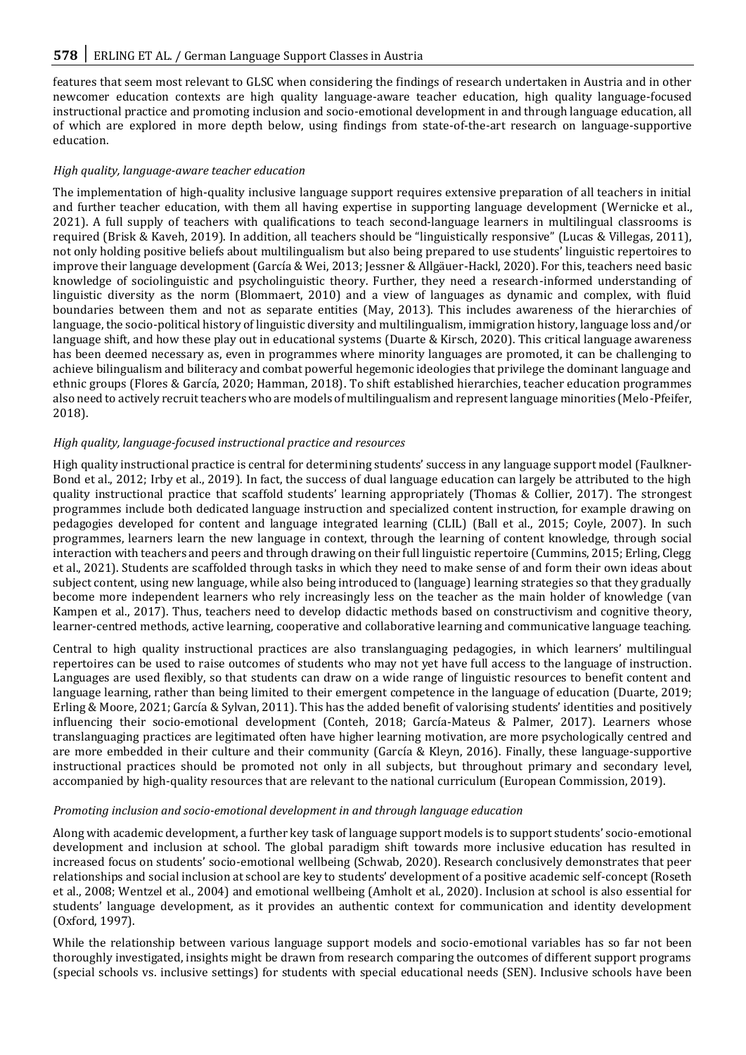features that seem most relevant to GLSC when considering the findings of research undertaken in Austria and in other newcomer education contexts are high quality language-aware teacher education, high quality language-focused instructional practice and promoting inclusion and socio-emotional development in and through language education, all of which are explored in more depth below, using findings from state-of-the-art research on language-supportive education.

### *High quality, language-aware teacher education*

The implementation of high-quality inclusive language support requires extensive preparation of all teachers in initial and further teacher education, with them all having expertise in supporting language development (Wernicke et al., 2021). A full supply of teachers with qualifications to teach second-language learners in multilingual classrooms is required (Brisk & Kaveh, 2019). In addition, all teachers should be "linguistically responsive" (Lucas & Villegas, 2011), not only holding positive beliefs about multilingualism but also being prepared to use students' linguistic repertoires to improve their language development (García & Wei, 2013; Jessner & Allgäuer-Hackl, 2020). For this, teachers need basic knowledge of sociolinguistic and psycholinguistic theory. Further, they need a research-informed understanding of linguistic diversity as the norm (Blommaert, 2010) and a view of languages as dynamic and complex, with fluid boundaries between them and not as separate entities (May, 2013). This includes awareness of the hierarchies of language, the socio-political history of linguistic diversity and multilingualism, immigration history, language loss and/or language shift, and how these play out in educational systems (Duarte & Kirsch, 2020). This critical language awareness has been deemed necessary as, even in programmes where minority languages are promoted, it can be challenging to achieve bilingualism and biliteracy and combat powerful hegemonic ideologies that privilege the dominant language and ethnic groups (Flores & García, 2020; Hamman, 2018). To shift established hierarchies, teacher education programmes also need to actively recruit teachers who are models of multilingualism and represent language minorities (Melo-Pfeifer, 2018).

### *High quality, language-focused instructional practice and resources*

High quality instructional practice is central for determining students' success in any language support model (Faulkner-Bond et al., 2012; Irby et al., 2019). In fact, the success of dual language education can largely be attributed to the high quality instructional practice that scaffold students' learning appropriately (Thomas & Collier, 2017). The strongest programmes include both dedicated language instruction and specialized content instruction, for example drawing on pedagogies developed for content and language integrated learning (CLIL) (Ball et al., 2015; Coyle, 2007). In such programmes, learners learn the new language in context, through the learning of content knowledge, through social interaction with teachers and peers and through drawing on their full linguistic repertoire (Cummins, 2015; Erling, Clegg et al., 2021). Students are scaffolded through tasks in which they need to make sense of and form their own ideas about subject content, using new language, while also being introduced to (language) learning strategies so that they gradually become more independent learners who rely increasingly less on the teacher as the main holder of knowledge (van Kampen et al., 2017). Thus, teachers need to develop didactic methods based on constructivism and cognitive theory, learner-centred methods, active learning, cooperative and collaborative learning and communicative language teaching.

Central to high quality instructional practices are also translanguaging pedagogies, in which learners' multilingual repertoires can be used to raise outcomes of students who may not yet have full access to the language of instruction. Languages are used flexibly, so that students can draw on a wide range of linguistic resources to benefit content and language learning, rather than being limited to their emergent competence in the language of education (Duarte, 2019; Erling & Moore, 2021; García & Sylvan, 2011). This has the added benefit of valorising students' identities and positively influencing their socio-emotional development (Conteh, 2018; García-Mateus & Palmer, 2017). Learners whose translanguaging practices are legitimated often have higher learning motivation, are more psychologically centred and are more embedded in their culture and their community (García & Kleyn, 2016). Finally, these language-supportive instructional practices should be promoted not only in all subjects, but throughout primary and secondary level, accompanied by high-quality resources that are relevant to the national curriculum (European Commission, 2019).

### *Promoting inclusion and socio-emotional development in and through language education*

Along with academic development, a further key task of language support models is to support students' socio-emotional development and inclusion at school. The global paradigm shift towards more inclusive education has resulted in increased focus on students' socio-emotional wellbeing (Schwab, 2020). Research conclusively demonstrates that peer relationships and social inclusion at school are key to students' development of a positive academic self-concept (Roseth et al., 2008; Wentzel et al., 2004) and emotional wellbeing (Amholt et al., 2020). Inclusion at school is also essential for students' language development, as it provides an authentic context for communication and identity development (Oxford, 1997).

While the relationship between various language support models and socio-emotional variables has so far not been thoroughly investigated, insights might be drawn from research comparing the outcomes of different support programs (special schools vs. inclusive settings) for students with special educational needs (SEN). Inclusive schools have been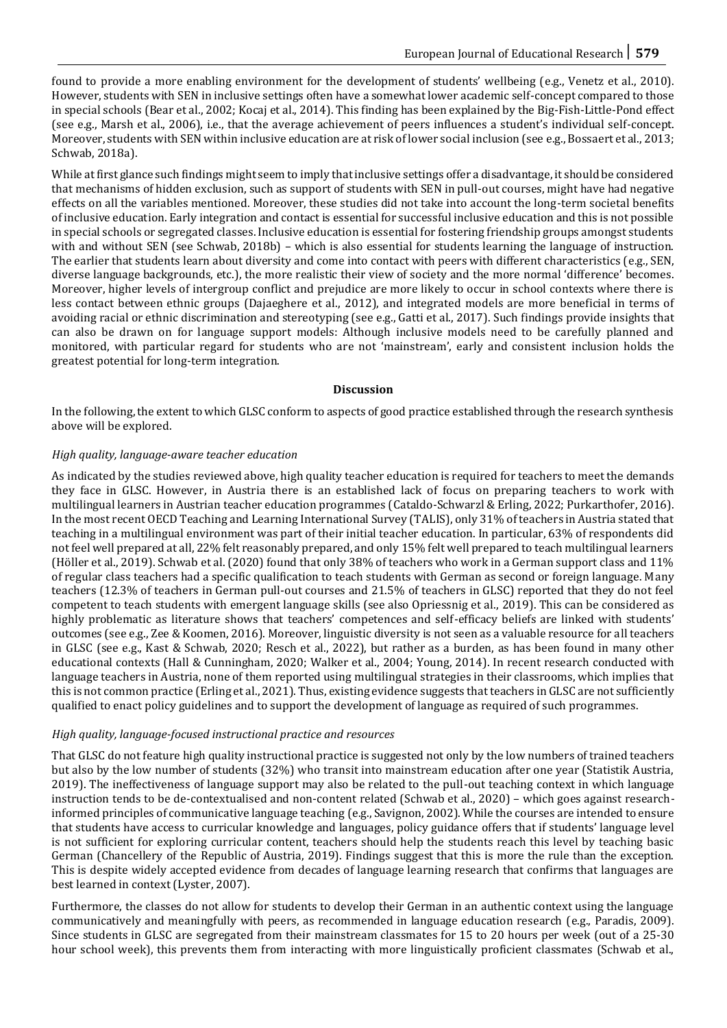found to provide a more enabling environment for the development of students' wellbeing (e.g., Venetz et al., 2010). However, students with SEN in inclusive settings often have a somewhat lower academic self-concept compared to those in special schools (Bear et al., 2002; Kocaj et al., 2014). This finding has been explained by the Big-Fish-Little-Pond effect (see e.g., Marsh et al., 2006), i.e., that the average achievement of peers influences a student's individual self-concept. Moreover, students with SEN within inclusive education are at risk of lower social inclusion (see e.g., Bossaert et al., 2013; Schwab, 2018a).

While at first glance such findings might seem to imply that inclusive settings offer a disadvantage, it should be considered that mechanisms of hidden exclusion, such as support of students with SEN in pull-out courses, might have had negative effects on all the variables mentioned. Moreover, these studies did not take into account the long-term societal benefits of inclusive education. Early integration and contact is essential for successful inclusive education and this is not possible in special schools or segregated classes. Inclusive education is essential for fostering friendship groups amongst students with and without SEN (see Schwab, 2018b) – which is also essential for students learning the language of instruction. The earlier that students learn about diversity and come into contact with peers with different characteristics (e.g., SEN, diverse language backgrounds, etc.), the more realistic their view of society and the more normal 'difference' becomes. Moreover, higher levels of intergroup conflict and prejudice are more likely to occur in school contexts where there is less contact between ethnic groups (Dajaeghere et al., 2012), and integrated models are more beneficial in terms of avoiding racial or ethnic discrimination and stereotyping (see e.g., Gatti et al., 2017). Such findings provide insights that can also be drawn on for language support models: Although inclusive models need to be carefully planned and monitored, with particular regard for students who are not 'mainstream', early and consistent inclusion holds the greatest potential for long-term integration.

## Discussion

In the following, the extent to which GLSC conform to aspects of good practice established through the research synthesis above will be explored.

### *High quality, language-aware teacher education*

As indicated by the studies reviewed above, high quality teacher education is required for teachers to meet the demands they face in GLSC. However, in Austria there is an established lack of focus on preparing teachers to work with multilingual learners in Austrian teacher education programmes (Cataldo-Schwarzl & Erling, 2022; Purkarthofer, 2016). In the most recent OECD Teaching and Learning International Survey (TALIS), only 31% of teachers in Austria stated that teaching in a multilingual environment was part of their initial teacher education. In particular, 63% of respondents did not feel well prepared at all, 22% felt reasonably prepared, and only 15% felt well prepared to teach multilingual learners (Höller et al., 2019). Schwab et al. (2020) found that only 38% of teachers who work in a German support class and 11% of regular class teachers had a specific qualification to teach students with German as second or foreign language. Many teachers (12.3% of teachers in German pull-out courses and 21.5% of teachers in GLSC) reported that they do not feel competent to teach students with emergent language skills (see also Opriessnig et al., 2019). This can be considered as highly problematic as literature shows that teachers' competences and self-efficacy beliefs are linked with students' outcomes (see e.g., Zee & Koomen, 2016). Moreover, linguistic diversity is not seen as a valuable resource for all teachers in GLSC (see e.g., Kast & Schwab, 2020; Resch et al., 2022), but rather as a burden, as has been found in many other educational contexts (Hall & Cunningham, 2020; Walker et al., 2004; Young, 2014). In recent research conducted with language teachers in Austria, none of them reported using multilingual strategies in their classrooms, which implies that this is not common practice (Erling et al., 2021). Thus, existing evidence suggests that teachers in GLSC are not sufficiently qualified to enact policy guidelines and to support the development of language as required of such programmes.

### *High quality, language-focused instructional practice and resources*

That GLSC do not feature high quality instructional practice is suggested not only by the low numbers of trained teachers but also by the low number of students (32%) who transit into mainstream education after one year (Statistik Austria, 2019). The ineffectiveness of language support may also be related to the pull-out teaching context in which language instruction tends to be de-contextualised and non-content related (Schwab et al., 2020) – which goes against research-informed principles of communicative language teaching (e.g., Savignon, 2002). While the courses are intended to ensure that students have access to curricular knowledge and languages, policy guidance offers that if students' language level is not sufficient for exploring curricular content, teachers should help the students reach this level by teaching basic German (Chancellery of the Republic of Austria, 2019). Findings suggest that this is more the rule than the exception. This is despite widely accepted evidence from decades of language learning research that confirms that languages are best learned in context (Lyster, 2007).

Furthermore, the classes do not allow for students to develop their German in an authentic context using the language communicatively and meaningfully with peers, as recommended in language education research (e.g., Paradis, 2009). Since students in GLSC are segregated from their mainstream classmates for 15 to 20 hours per week (out of a 25-30 hour school week), this prevents them from interacting with more linguistically proficient classmates (Schwab et al.,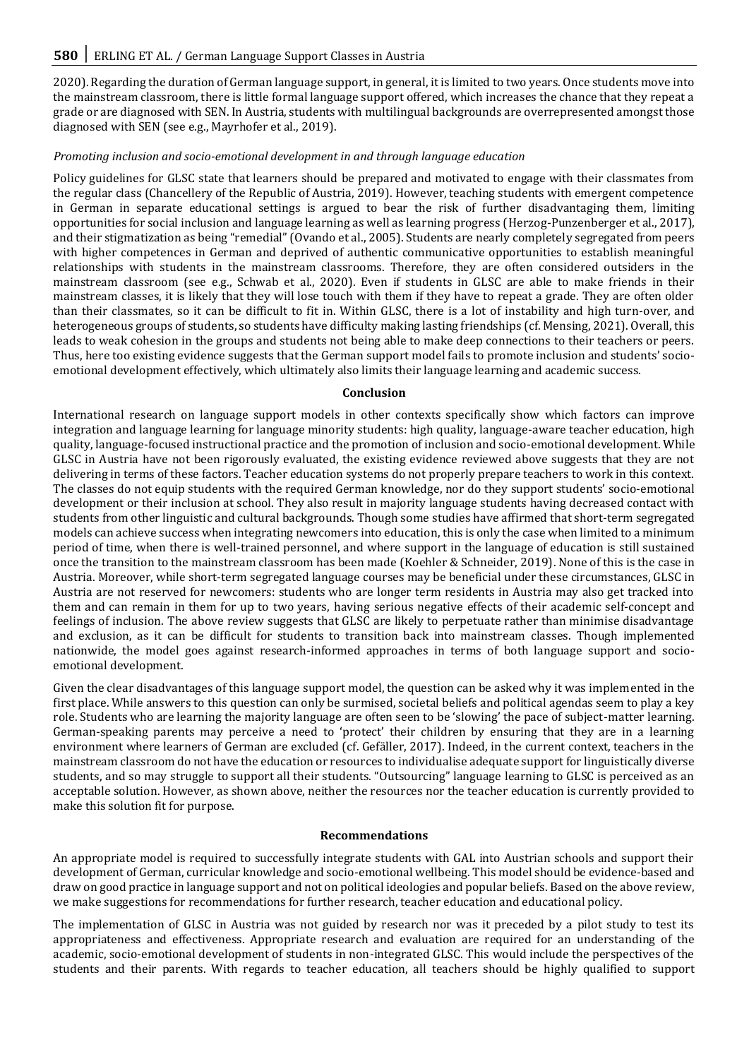2020). Regarding the duration of German language support, in general, it is limited to two years. Once students move into the mainstream classroom, there is little formal language support offered, which increases the chance that they repeat a grade or are diagnosed with SEN. In Austria, students with multilingual backgrounds are overrepresented amongst those diagnosed with SEN (see e.g., Mayrhofer et al., 2019).

*Promoting inclusion and socio-emotional development in and through language education*

Policy guidelines for GLSC state that learners should be prepared and motivated to engage with their classmates from the regular class (Chancellery of the Republic of Austria, 2019). However, teaching students with emergent competence in German in separate educational settings is argued to bear the risk of further disadvantaging them, limiting opportunities for social inclusion and language learning as well as learning progress (Herzog-Punzenberger et al., 2017), and their stigmatization as being "remedial" (Ovando et al., 2005). Students are nearly completely segregated from peers with higher competences in German and deprived of authentic communicative opportunities to establish meaningful relationships with students in the mainstream classrooms. Therefore, they are often considered outsiders in the mainstream classroom (see e.g., Schwab et al., 2020). Even if students in GLSC are able to make friends in their mainstream classes, it is likely that they will lose touch with them if they have to repeat a grade. They are often older than their classmates, so it can be difficult to fit in. Within GLSC, there is a lot of instability and high turn-over, and heterogeneous groups of students, so students have difficulty making lasting friendships (cf. Mensing, 2021). Overall, this leads to weak cohesion in the groups and students not being able to make deep connections to their teachers or peers. Thus, here too existing evidence suggests that the German support model fails to promote inclusion and students' socio-emotional development effectively, which ultimately also limits their language learning and academic success.

## Conclusion

International research on language support models in other contexts specifically show which factors can improve integration and language learning for language minority students: high quality, language-aware teacher education, high quality, language-focused instructional practice and the promotion of inclusion and socio-emotional development. While GLSC in Austria have not been rigorously evaluated, the existing evidence reviewed above suggests that they are not delivering in terms of these factors. Teacher education systems do not properly prepare teachers to work in this context. The classes do not equip students with the required German knowledge, nor do they support students' socio-emotional development or their inclusion at school. They also result in majority language students having decreased contact with students from other linguistic and cultural backgrounds. Though some studies have affirmed that short-term segregated models can achieve success when integrating newcomers into education, this is only the case when limited to a minimum period of time, when there is well-trained personnel, and where support in the language of education is still sustained once the transition to the mainstream classroom has been made (Koehler & Schneider, 2019). None of this is the case in Austria. Moreover, while short-term segregated language courses may be beneficial under these circumstances, GLSC in Austria are not reserved for newcomers: students who are longer term residents in Austria may also get tracked into them and can remain in them for up to two years, having serious negative effects of their academic self-concept and feelings of inclusion. The above review suggests that GLSC are likely to perpetuate rather than minimise disadvantage and exclusion, as it can be difficult for students to transition back into mainstream classes. Though implemented nationwide, the model goes against research-informed approaches in terms of both language support and socio-emotional development.

Given the clear disadvantages of this language support model, the question can be asked why it was implemented in the first place. While answers to this question can only be surmised, societal beliefs and political agendas seem to play a key role. Students who are learning the majority language are often seen to be 'slowing' the pace of subject-matter learning. German-speaking parents may perceive a need to 'protect' their children by ensuring that they are in a learning environment where learners of German are excluded (cf. Gefäller, 2017). Indeed, in the current context, teachers in the mainstream classroom do not have the education or resources to individualise adequate support for linguistically diverse students, and so may struggle to support all their students. "Outsourcing" language learning to GLSC is perceived as an acceptable solution. However, as shown above, neither the resources nor the teacher education is currently provided to make this solution fit for purpose.

## Recommendations

An appropriate model is required to successfully integrate students with GAL into Austrian schools and support their development of German, curricular knowledge and socio-emotional wellbeing. This model should be evidence-based and draw on good practice in language support and not on political ideologies and popular beliefs. Based on the above review, we make suggestions for recommendations for further research, teacher education and educational policy.

The implementation of GLSC in Austria was not guided by research nor was it preceded by a pilot study to test its appropriateness and effectiveness. Appropriate research and evaluation are required for an understanding of the academic, socio-emotional development of students in non-integrated GLSC. This would include the perspectives of the students and their parents. With regards to teacher education, all teachers should be highly qualified to support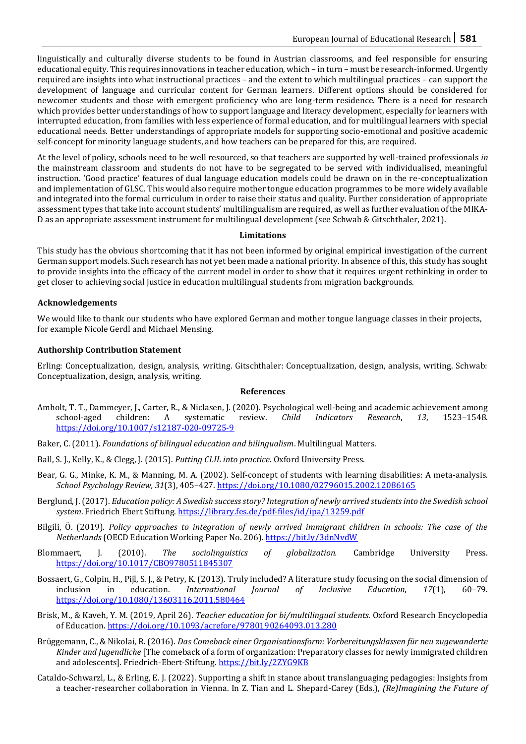linguistically and culturally diverse students to be found in Austrian classrooms, and feel responsible for ensuring educational equity. This requires innovations in teacher education, which – in turn – must be research-informed. Urgently required are insights into what instructional practices – and the extent to which multilingual practices – can support the development of language and curricular content for German learners. Different options should be considered for newcomer students and those with emergent proficiency who are long-term residence. There is a need for research which provides better understandings of how to support language and literacy development, especially for learners with interrupted education, from families with less experience of formal education, and for multilingual learners with special educational needs. Better understandings of appropriate models for supporting socio-emotional and positive academic self-concept for minority language students, and how teachers can be prepared for this, are required.

At the level of policy, schools need to be well resourced, so that teachers are supported by well-trained professionals *in* the mainstream classroom and students do not have to be segregated to be served with individualised, meaningful instruction. 'Good practice' features of dual language education models could be drawn on in the re-conceptualization and implementation of GLSC. This would also require mother tongue education programmes to be more widely available and integrated into the formal curriculum in order to raise their status and quality. Further consideration of appropriate assessment types that take into account students' multilingualism are required, as well as further evaluation of the MIKA-D as an appropriate assessment instrument for multilingual development (see Schwab & Gitschthaler, 2021).

### Limitations

This study has the obvious shortcoming that it has not been informed by original empirical investigation of the current German support models. Such research has not yet been made a national priority. In absence of this, this study has sought to provide insights into the efficacy of the current model in order to show that it requires urgent rethinking in order to get closer to achieving social justice in education multilingual students from migration backgrounds.

### Acknowledgements

We would like to thank our students who have explored German and mother tongue language classes in their projects, for example Nicole Gerdl and Michael Mensing.

### Authorship Contribution Statement

Erling: Conceptualization, design, analysis, writing. Gitschthaler: Conceptualization, design, analysis, writing. Schwab: Conceptualization, design, analysis, writing.

### References

Amholt, T. T., Dammeyer, J., Carter, R., & Niclasen, J. (2020). Psychological well-being and academic achievement among school-aged children: A systematic review. *Child Indicators Research*, *13*, 1523–1548. https://doi.org/10.1007/s12187-020-09725-9

Baker, C. (2011). *Foundations of bilingual education and bilingualism*. Multilingual Matters.

Ball, S. J., Kelly, K., & Clegg, J. (2015). *Putting CLIL into practice.* Oxford University Press.

Bear, G. G., Minke, K. M., & Manning, M. A. (2002). Self-concept of students with learning disabilities: A meta-analysis. *School Psychology Review, 31*(3), 405–427. https://doi.org/10.1080/02796015.2002.12086165

Berglund, J. (2017). *Education policy: A Swedish success story? Integration of newly arrived students into the Swedish school system*. Friedrich Ebert Stiftung. https://library.fes.de/pdf-files/id/ipa/13259.pdf

Bilgili, Ö. (2019). *Policy approaches to integration of newly arrived immigrant children in schools: The case of the Netherlands* (OECD Education Working Paper No. 206). https://bit.ly/3dnNvdW

Blommaert, J. (2010). *The sociolinguistics of globalization.* Cambridge University Press. https://doi.org/10.1017/CBO9780511845307

Bossaert, G., Colpin, H., Pijl, S. J., & Petry, K. (2013). Truly included? A literature study focusing on the social dimension of inclusion in education. *International Journal of Inclusive Education*, *17*(1), 60–79. https://doi.org/10.1080/13603116.2011.580464

Brisk, M., & Kaveh, Y. M. (2019, April 26). *Teacher education for bi/multilingual students.* Oxford Research Encyclopedia of Education. https://doi.org/10.1093/acrefore/9780190264093.013.280

Brüggemann, C., & Nikolai, R. (2016). *Das Comeback einer Organisationsform: Vorbereitungsklassen für neu zugewanderte Kinder und Jugendliche* [The comeback of a form of organization: Preparatory classes for newly immigrated children and adolescents]. Friedrich-Ebert-Stiftung. https://bit.ly/2ZYG9KB

Cataldo-Schwarzl, L., & Erling, E. J. (2022). Supporting a shift in stance about translanguaging pedagogies: Insights from a teacher-researcher collaboration in Vienna. In Z. Tian and L. Shepard-Carey (Eds.), *(Re)Imagining the Future of*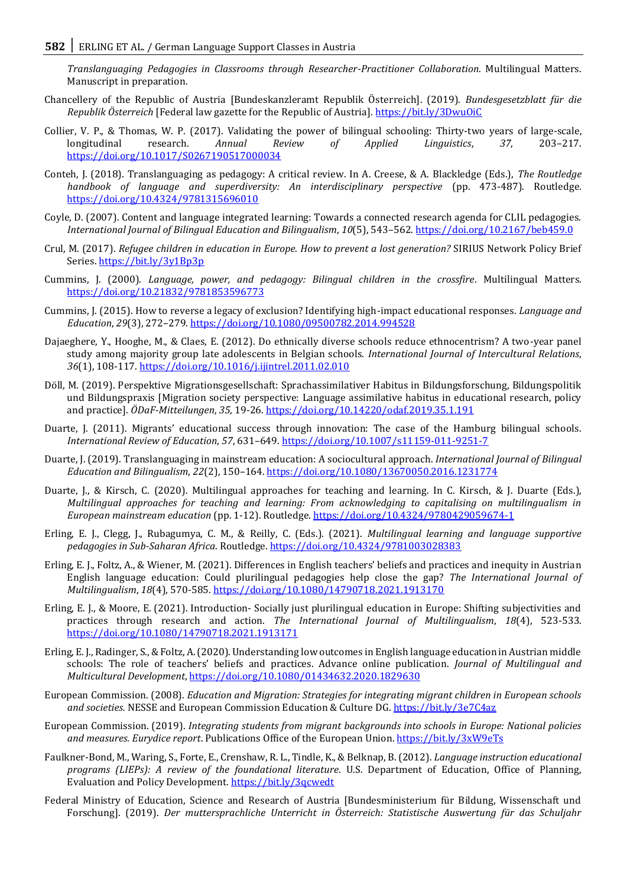*Translanguaging Pedagogies in Classrooms through Researcher-Practitioner Collaboration*. Multilingual Matters. Manuscript in preparation.

Chancellery of the Republic of Austria [Bundeskanzleramt Republik Österreich]. (2019). *Bundesgesetzblatt für die Republik Österreich* [Federal law gazette for the Republic of Austria]. https://bit.ly/3DwuOiC

Collier, V. P., & Thomas, W. P. (2017). Validating the power of bilingual schooling: Thirty-two years of large-scale, longitudinal research. *Annual Review of Applied Linguistics*, *37*, 203–217. https://doi.org/10.1017/S0267190517000034

Conteh, J. (2018). Translanguaging as pedagogy: A critical review. In A. Creese, & A. Blackledge (Eds.), *The Routledge handbook of language and superdiversity: An interdisciplinary perspective* (pp. 473-487). Routledge. https://doi.org/10.4324/9781315696010

Coyle, D. (2007). Content and language integrated learning: Towards a connected research agenda for CLIL pedagogies. *International Journal of Bilingual Education and Bilingualism*, *10*(5), 543–562. https://doi.org/10.2167/beb459.0

Crul, M. (2017). *Refugee children in education in Europe. How to prevent a lost generation?* SIRIUS Network Policy Brief Series. https://bit.ly/3y1Bp3p

Cummins, J. (2000). *Language, power, and pedagogy: Bilingual children in the crossfire*. Multilingual Matters. https://doi.org/10.21832/9781853596773

Cummins, J. (2015). How to reverse a legacy of exclusion? Identifying high-impact educational responses. *Language and Education*, *29*(3), 272–279. https://doi.org/10.1080/09500782.2014.994528

Dajaeghere, Y., Hooghe, M., & Claes, E. (2012). Do ethnically diverse schools reduce ethnocentrism? A two-year panel study among majority group late adolescents in Belgian schools. *International Journal of Intercultural Relations*, *36*(1), 108-117. https://doi.org/10.1016/j.ijintrel.2011.02.010

Döll, M. (2019). Perspektive Migrationsgesellschaft: Sprachassimilativer Habitus in Bildungsforschung, Bildungspolitik und Bildungspraxis [Migration society perspective: Language assimilative habitus in educational research, policy and practice]. *ÖDaF-Mitteilungen*, *35*, 19-26. https://doi.org/10.14220/odaf.2019.35.1.191

Duarte, J. (2011). Migrants' educational success through innovation: The case of the Hamburg bilingual schools. *International Review of Education*, *57*, 631–649. https://doi.org/10.1007/s11159-011-9251-7

Duarte, J. (2019). Translanguaging in mainstream education: A sociocultural approach. *International Journal of Bilingual Education and Bilingualism*, *22*(2), 150–164. https://doi.org/10.1080/13670050.2016.1231774

Duarte, J., & Kirsch, C. (2020). Multilingual approaches for teaching and learning. In C. Kirsch, & J. Duarte (Eds.), *Multilingual approaches for teaching and learning: From acknowledging to capitalising on multilingualism in European mainstream education* (pp. 1-12). Routledge. https://doi.org/10.4324/9780429059674-1

Erling, E. J., Clegg, J., Rubagumya, C. M., & Reilly, C. (Eds.). (2021). *Multilingual learning and language supportive pedagogies in Sub-Saharan Africa*. Routledge. https://doi.org/10.4324/9781003028383

Erling, E. J., Foltz, A., & Wiener, M. (2021). Differences in English teachers' beliefs and practices and inequity in Austrian English language education: Could plurilingual pedagogies help close the gap? *The International Journal of Multilingualism*, *18*(4), 570-585. https://doi.org/10.1080/14790718.2021.1913170

Erling, E. J., & Moore, E. (2021). Introduction- Socially just plurilingual education in Europe: Shifting subjectivities and practices through research and action. *The International Journal of Multilingualism*, *18*(4), 523-533. https://doi.org/10.1080/14790718.2021.1913171

Erling, E. J., Radinger, S., & Foltz, A. (2020). Understanding low outcomes in English language education in Austrian middle schools: The role of teachers' beliefs and practices. Advance online publication. *Journal of Multilingual and Multicultural Development*, https://doi.org/10.1080/01434632.2020.1829630

European Commission. (2008). *Education and Migration: Strategies for integrating migrant children in European schools and societies.* NESSE and European Commission Education & Culture DG. https://bit.ly/3e7C4az

European Commission. (2019). *Integrating students from migrant backgrounds into schools in Europe: National policies and measures. Eurydice report*. Publications Office of the European Union. https://bit.ly/3xW9eTs

Faulkner-Bond, M., Waring, S., Forte, E., Crenshaw, R. L., Tindle, K., & Belknap, B. (2012). *Language instruction educational programs (LIEPs): A review of the foundational literature*. U.S. Department of Education, Office of Planning, Evaluation and Policy Development. https://bit.ly/3qcwedt

Federal Ministry of Education, Science and Research of Austria [Bundesministerium für Bildung, Wissenschaft und Forschung]. (2019). *Der muttersprachliche Unterricht in Österreich: Statistische Auswertung für das Schuljahr*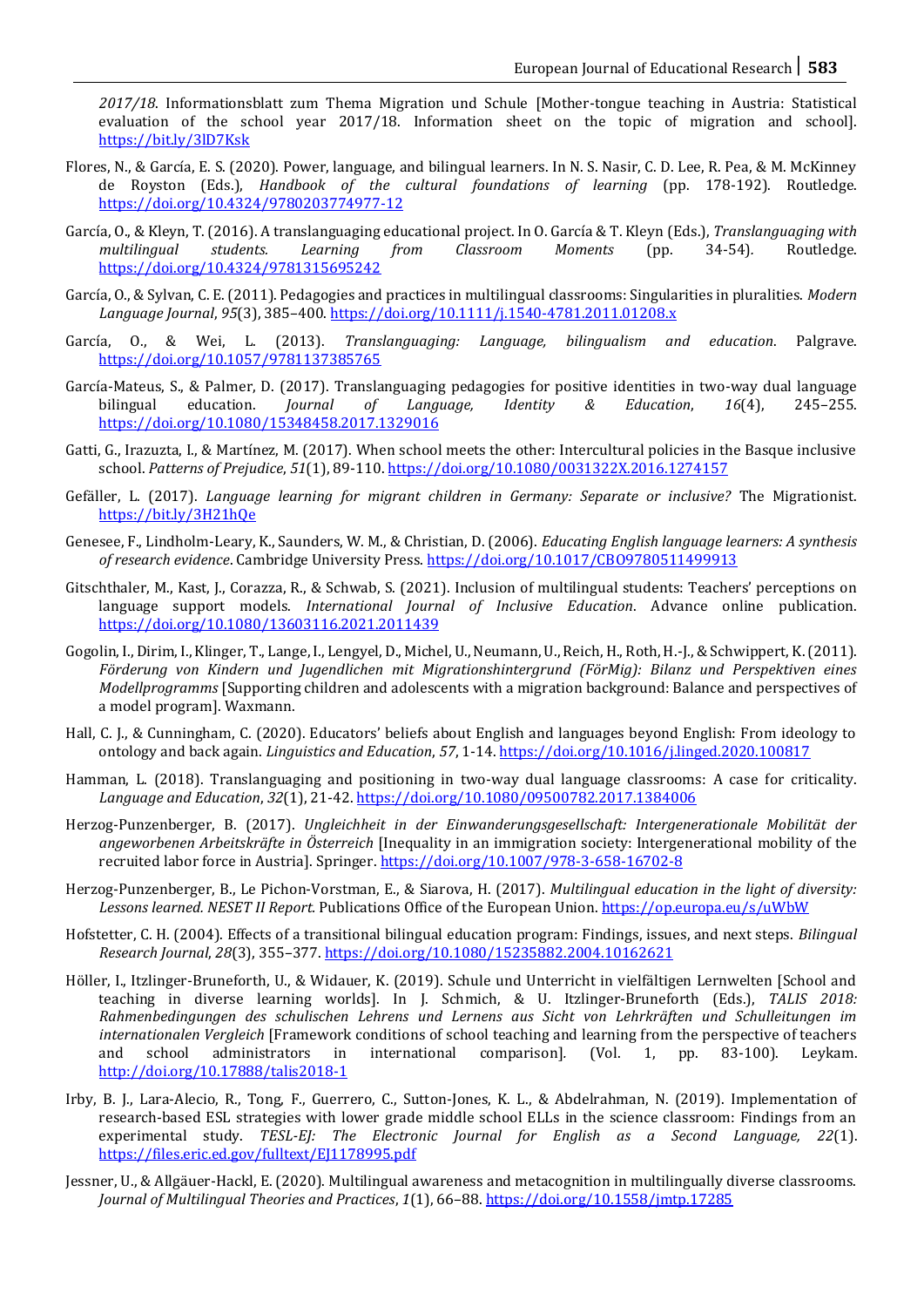*2017/18*. Informationsblatt zum Thema Migration und Schule [Mother-tongue teaching in Austria: Statistical evaluation of the school year 2017/18. Information sheet on the topic of migration and school]. https://bit.ly/3lD7Ksk

Flores, N., & García, E. S. (2020). Power, language, and bilingual learners. In N. S. Nasir, C. D. Lee, R. Pea, & M. McKinney de Royston (Eds.), *Handbook of the cultural foundations of learning* (pp. 178-192). Routledge. https://doi.org/10.4324/9780203774977-12

García, O., & Kleyn, T. (2016). A translanguaging educational project. In O. García & T. Kleyn (Eds.), *Translanguaging with multilingual students. Learning from Classroom Moments* (pp. 34-54). Routledge. https://doi.org/10.4324/9781315695242

García, O., & Sylvan, C. E. (2011). Pedagogies and practices in multilingual classrooms: Singularities in pluralities. *Modern Language Journal*, *95*(3), 385–400. https://doi.org/10.1111/j.1540-4781.2011.01208.x

García, O., & Wei, L. (2013). *Translanguaging: Language, bilingualism and education*. Palgrave. https://doi.org/10.1057/9781137385765

García-Mateus, S., & Palmer, D. (2017). Translanguaging pedagogies for positive identities in two-way dual language bilingual education. *Journal of Language, Identity & Education*, *16*(4), 245–255. https://doi.org/10.1080/15348458.2017.1329016

Gatti, G., Irazuzta, I., & Martínez, M. (2017). When school meets the other: Intercultural policies in the Basque inclusive school. *Patterns of Prejudice*, *51*(1), 89-110. https://doi.org/10.1080/0031322X.2016.1274157

Gefäller, L. (2017). *Language learning for migrant children in Germany: Separate or inclusive?* The Migrationist. https://bit.ly/3H21hQe

Genesee, F., Lindholm-Leary, K., Saunders, W. M., & Christian, D. (2006). *Educating English language learners: A synthesis of research evidence*. Cambridge University Press. https://doi.org/10.1017/CBO9780511499913

Gitschthaler, M., Kast, J., Corazza, R., & Schwab, S. (2021). Inclusion of multilingual students: Teachers' perceptions on language support models. *International Journal of Inclusive Education*. Advance online publication. https://doi.org/10.1080/13603116.2021.2011439

Gogolin, I., Dirim, I., Klinger, T., Lange, I., Lengyel, D., Michel, U., Neumann, U., Reich, H., Roth, H.-J., & Schwippert, K. (2011). *Förderung von Kindern und Jugendlichen mit Migrationshintergrund (FörMig): Bilanz und Perspektiven eines Modellprogramms* [Supporting children and adolescents with a migration background: Balance and perspectives of a model program]. Waxmann.

Hall, C. J., & Cunningham, C. (2020). Educators' beliefs about English and languages beyond English: From ideology to ontology and back again. *Linguistics and Education*, *57*, 1-14. https://doi.org/10.1016/j.linged.2020.100817

Hamman, L. (2018). Translanguaging and positioning in two-way dual language classrooms: A case for criticality. *Language and Education*, *32*(1), 21-42. https://doi.org/10.1080/09500782.2017.1384006

Herzog-Punzenberger, B. (2017). *Ungleichheit in der Einwanderungsgesellschaft: Intergenerationale Mobilität der angeworbenen Arbeitskräfte in Österreich* [Inequality in an immigration society: Intergenerational mobility of the recruited labor force in Austria]. Springer. https://doi.org/10.1007/978-3-658-16702-8

Herzog-Punzenberger, B., Le Pichon-Vorstman, E., & Siarova, H. (2017). *Multilingual education in the light of diversity: Lessons learned. NESET II Report*. Publications Office of the European Union. https://op.europa.eu/s/uWbW

Hofstetter, C. H. (2004). Effects of a transitional bilingual education program: Findings, issues, and next steps. *Bilingual Research Journal*, *28*(3), 355–377. https://doi.org/10.1080/15235882.2004.10162621

Höller, I., Itzlinger-Bruneforth, U., & Widauer, K. (2019). Schule und Unterricht in vielfältigen Lernwelten [School and teaching in diverse learning worlds]. In J. Schmich, & U. Itzlinger-Bruneforth (Eds.), *TALIS 2018: Rahmenbedingungen des schulischen Lehrens und Lernens aus Sicht von Lehrkräften und Schulleitungen im internationalen Vergleich* [Framework conditions of school teaching and learning from the perspective of teachers and school administrators in international comparison]. (Vol. 1, pp. 83-100). Leykam. http://doi.org/10.17888/talis2018-1

Irby, B. J., Lara-Alecio, R., Tong, F., Guerrero, C., Sutton-Jones, K. L., & Abdelrahman, N. (2019). Implementation of research-based ESL strategies with lower grade middle school ELLs in the science classroom: Findings from an experimental study. *TESL-EJ: The Electronic Journal for English as a Second Language, 22*(1). https://files.eric.ed.gov/fulltext/EJ1178995.pdf

Jessner, U., & Allgäuer-Hackl, E. (2020). Multilingual awareness and metacognition in multilingually diverse classrooms. *Journal of Multilingual Theories and Practices*, *1*(1), 66–88. https://doi.org/10.1558/jmtp.17285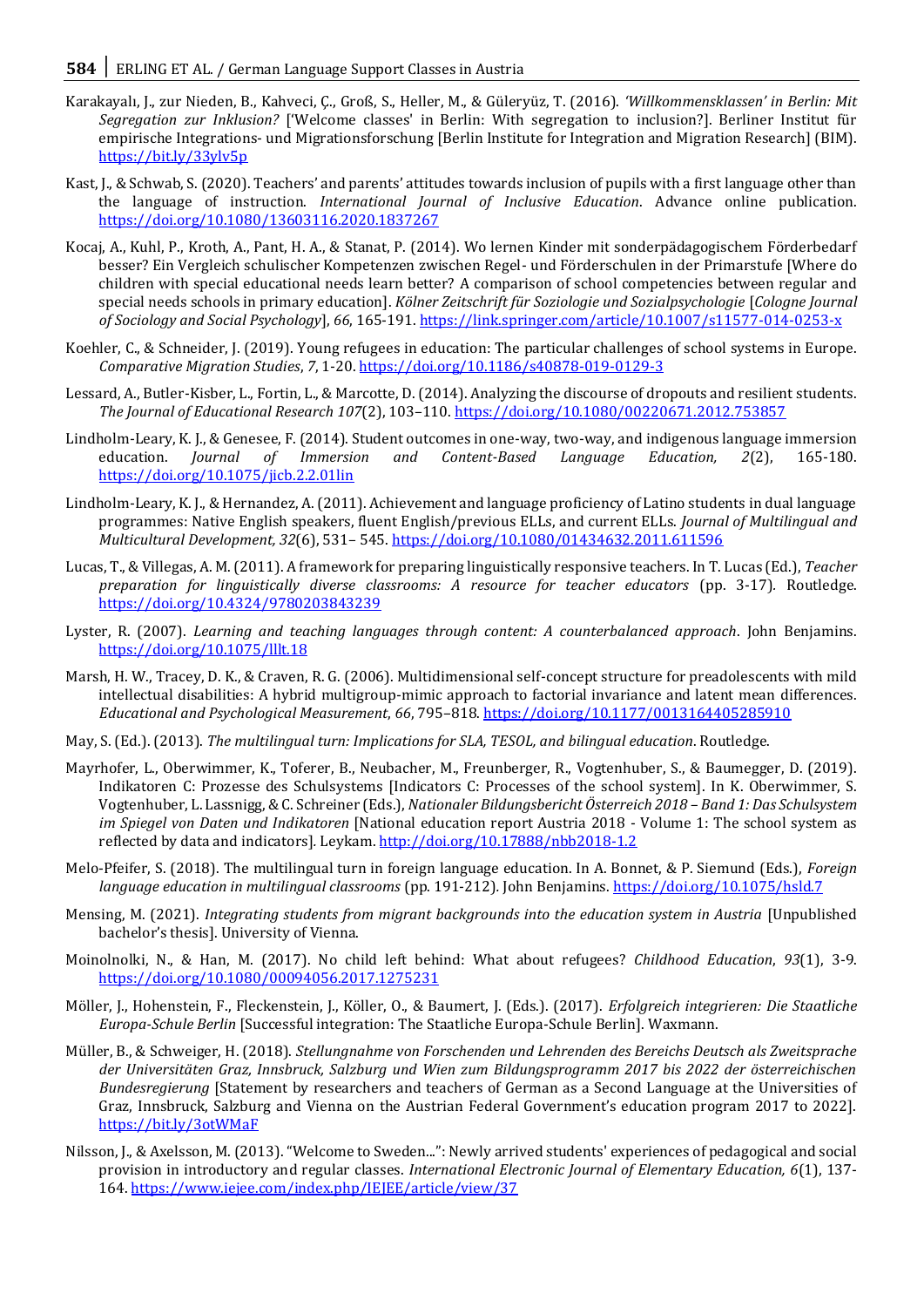Karakayalı, J., zur Nieden, B., Kahveci, Ç., Groß, S., Heller, M., & Güleryüz, T. (2016). *'Willkommensklassen' in Berlin: Mit Segregation zur Inklusion?* ['Welcome classes' in Berlin: With segregation to inclusion?]. Berliner Institut für empirische Integrations- und Migrationsforschung [Berlin Institute for Integration and Migration Research] (BIM). https://bit.ly/33ylv5p

Kast, J., & Schwab, S. (2020). Teachers' and parents' attitudes towards inclusion of pupils with a first language other than the language of instruction. *International Journal of Inclusive Education*. Advance online publication. https://doi.org/10.1080/13603116.2020.1837267

Kocaj, A., Kuhl, P., Kroth, A., Pant, H. A., & Stanat, P. (2014). Wo lernen Kinder mit sonderpädagogischem Förderbedarf besser? Ein Vergleich schulischer Kompetenzen zwischen Regel- und Förderschulen in der Primarstufe [Where do children with special educational needs learn better? A comparison of school competencies between regular and special needs schools in primary education]. *Kölner Zeitschrift für Soziologie und Sozialpsychologie* [*Cologne Journal of Sociology and Social Psychology*], *66*, 165-191. https://link.springer.com/article/10.1007/s11577-014-0253-x

Koehler, C., & Schneider, J. (2019). Young refugees in education: The particular challenges of school systems in Europe. *Comparative Migration Studies*, *7*, 1-20. https://doi.org/10.1186/s40878-019-0129-3

Lessard, A., Butler-Kisber, L., Fortin, L., & Marcotte, D. (2014). Analyzing the discourse of dropouts and resilient students. *The Journal of Educational Research 107*(2), 103–110. https://doi.org/10.1080/00220671.2012.753857

Lindholm-Leary, K. J., & Genesee, F. (2014). Student outcomes in one-way, two-way, and indigenous language immersion education. *Journal of Immersion and Content-Based Language Education, 2*(2), 165-180. https://doi.org/10.1075/jicb.2.2.01lin

Lindholm-Leary, K. J., & Hernandez, A. (2011). Achievement and language proficiency of Latino students in dual language programmes: Native English speakers, fluent English/previous ELLs, and current ELLs. *Journal of Multilingual and Multicultural Development, 32*(6), 531– 545. https://doi.org/10.1080/01434632.2011.611596

Lucas, T., & Villegas, A. M. (2011). A framework for preparing linguistically responsive teachers. In T. Lucas (Ed.), *Teacher preparation for linguistically diverse classrooms: A resource for teacher educators* (pp. 3-17). Routledge. https://doi.org/10.4324/9780203843239

Lyster, R. (2007). *Learning and teaching languages through content: A counterbalanced approach*. John Benjamins. https://doi.org/10.1075/lllt.18

Marsh, H. W., Tracey, D. K., & Craven, R. G. (2006). Multidimensional self-concept structure for preadolescents with mild intellectual disabilities: A hybrid multigroup-mimic approach to factorial invariance and latent mean differences. *Educational and Psychological Measurement*, *66*, 795–818. https://doi.org/10.1177/0013164405285910

May, S. (Ed.). (2013). *The multilingual turn: Implications for SLA, TESOL, and bilingual education*. Routledge.

Mayrhofer, L., Oberwimmer, K., Toferer, B., Neubacher, M., Freunberger, R., Vogtenhuber, S., & Baumegger, D. (2019). Indikatoren C: Prozesse des Schulsystems [Indicators C: Processes of the school system]. In K. Oberwimmer, S. Vogtenhuber, L. Lassnigg, & C. Schreiner (Eds.), *Nationaler Bildungsbericht Österreich 2018 – Band 1: Das Schulsystem im Spiegel von Daten und Indikatoren* [National education report Austria 2018 - Volume 1: The school system as reflected by data and indicators]. Leykam. http://doi.org/10.17888/nbb2018-1.2

Melo-Pfeifer, S. (2018). The multilingual turn in foreign language education. In A. Bonnet, & P. Siemund (Eds.), *Foreign language education in multilingual classrooms* (pp. 191-212). John Benjamins. https://doi.org/10.1075/hsld.7

Mensing, M. (2021). *Integrating students from migrant backgrounds into the education system in Austria* [Unpublished bachelor's thesis]. University of Vienna.

Moinolnolki, N., & Han, M. (2017). No child left behind: What about refugees? *Childhood Education*, *93*(1), 3-9. https://doi.org/10.1080/00094056.2017.1275231

Möller, J., Hohenstein, F., Fleckenstein, J., Köller, O., & Baumert, J. (Eds.). (2017). *Erfolgreich integrieren: Die Staatliche Europa-Schule Berlin* [Successful integration: The Staatliche Europa-Schule Berlin]. Waxmann.

Müller, B., & Schweiger, H. (2018). *Stellungnahme von Forschenden und Lehrenden des Bereichs Deutsch als Zweitsprache der Universitäten Graz, Innsbruck, Salzburg und Wien zum Bildungsprogramm 2017 bis 2022 der österreichischen Bundesregierung* [Statement by researchers and teachers of German as a Second Language at the Universities of Graz, Innsbruck, Salzburg and Vienna on the Austrian Federal Government's education program 2017 to 2022]. https://bit.ly/3otWMaF

Nilsson, J., & Axelsson, M. (2013). "Welcome to Sweden...": Newly arrived students' experiences of pedagogical and social provision in introductory and regular classes. *International Electronic Journal of Elementary Education, 6*(1), 137-164. https://www.iejee.com/index.php/IEJEE/article/view/37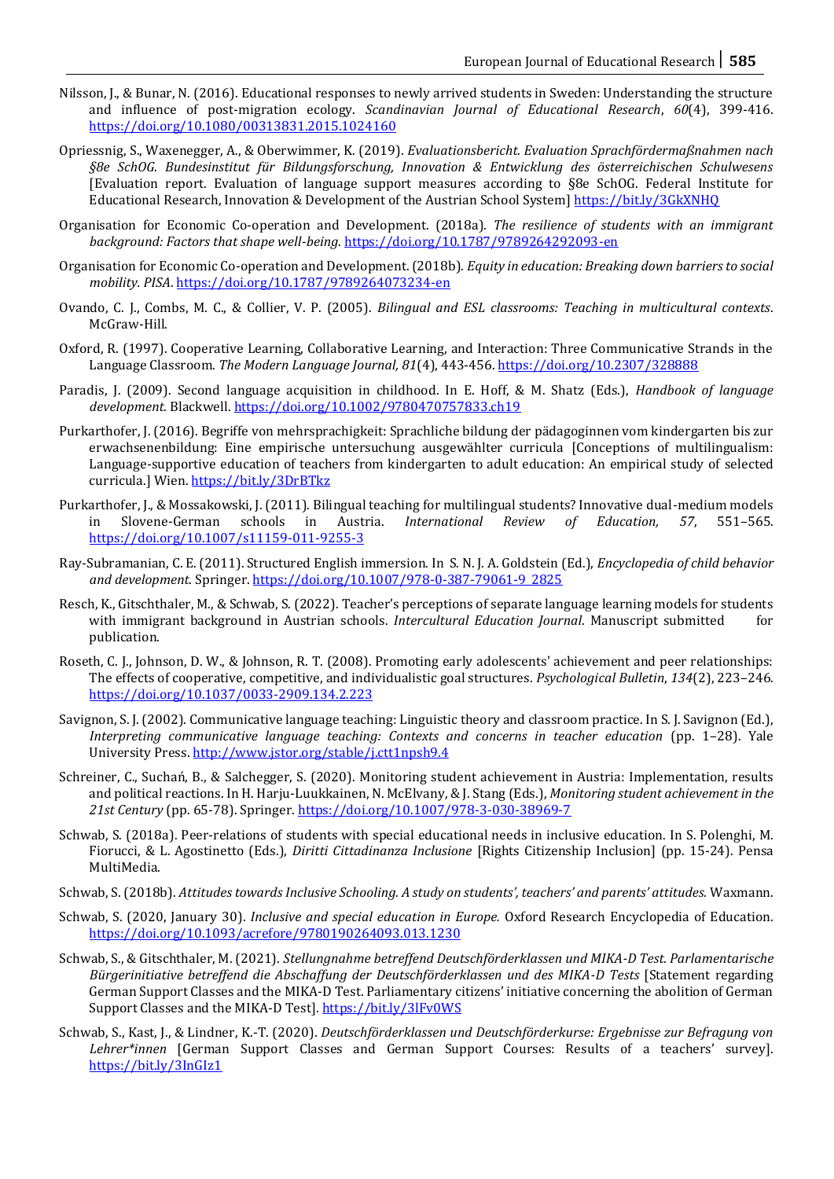Nilsson, J., & Bunar, N. (2016). Educational responses to newly arrived students in Sweden: Understanding the structure and influence of post-migration ecology. *Scandinavian Journal of Educational Research*, *60*(4), 399-416. https://doi.org/10.1080/00313831.2015.1024160

Opriessnig, S., Waxenegger, A., & Oberwimmer, K. (2019). *Evaluationsbericht. Evaluation Sprachfördermaßnahmen nach §8e SchOG. Bundesinstitut für Bildungsforschung, Innovation & Entwicklung des österreichischen Schulwesens* [Evaluation report. Evaluation of language support measures according to §8e SchOG. Federal Institute for Educational Research, Innovation & Development of the Austrian School System] https://bit.ly/3GkXNHQ

Organisation for Economic Co-operation and Development. (2018a). *The resilience of students with an immigrant background: Factors that shape well-being.* https://doi.org/10.1787/9789264292093-en

Organisation for Economic Co-operation and Development. (2018b). *Equity in education: Breaking down barriers to social mobility. PISA*. https://doi.org/10.1787/9789264073234-en

Ovando, C. J., Combs, M. C., & Collier, V. P. (2005). *Bilingual and ESL classrooms: Teaching in multicultural contexts*. McGraw-Hill.

Oxford, R. (1997). Cooperative Learning, Collaborative Learning, and Interaction: Three Communicative Strands in the Language Classroom. *The Modern Language Journal, 81*(4), 443-456. https://doi.org/10.2307/328888

Paradis, J. (2009). Second language acquisition in childhood. In E. Hoff, & M. Shatz (Eds.), *Handbook of language development.* Blackwell. https://doi.org/10.1002/9780470757833.ch19

Purkarthofer, J. (2016). Begriffe von mehrsprachigkeit: Sprachliche bildung der pädagoginnen vom kindergarten bis zur erwachsenenbildung: Eine empirische untersuchung ausgewählter curricula [Conceptions of multilingualism: Language-supportive education of teachers from kindergarten to adult education: An empirical study of selected curricula.] Wien. https://bit.ly/3DrBTkz

Purkarthofer, J., & Mossakowski, J. (2011). Bilingual teaching for multilingual students? Innovative dual-medium models in Slovene-German schools in Austria. *International Review of Education, 57*, 551–565. https://doi.org/10.1007/s11159-011-9255-3

Ray-Subramanian, C. E. (2011). Structured English immersion. In S. N. J. A. Goldstein (Ed.), *Encyclopedia of child behavior and development.* Springer. https://doi.org/10.1007/978-0-387-79061-9_2825

Resch, K., Gitschthaler, M., & Schwab, S. (2022). Teacher's perceptions of separate language learning models for students with immigrant background in Austrian schools. *Intercultural Education Journal*. Manuscript submitted for publication.

Roseth, C. J., Johnson, D. W., & Johnson, R. T. (2008). Promoting early adolescents' achievement and peer relationships: The effects of cooperative, competitive, and individualistic goal structures. *Psychological Bulletin*, *134*(2), 223–246. https://doi.org/10.1037/0033-2909.134.2.223

Savignon, S. J. (2002). Communicative language teaching: Linguistic theory and classroom practice. In S. J. Savignon (Ed.), *Interpreting communicative language teaching: Contexts and concerns in teacher education* (pp. 1–28). Yale University Press. http://www.jstor.org/stable/j.ctt1npsh9.4

Schreiner, C., Suchań, B., & Salchegger, S. (2020). Monitoring student achievement in Austria: Implementation, results and political reactions. In H. Harju-Luukkainen, N. McElvany, & J. Stang (Eds.), *Monitoring student achievement in the 21st Century* (pp. 65-78). Springer. https://doi.org/10.1007/978-3-030-38969-7

Schwab, S. (2018a). Peer-relations of students with special educational needs in inclusive education. In S. Polenghi, M. Fiorucci, & L. Agostinetto (Eds.), *Diritti Cittadinanza Inclusione* [Rights Citizenship Inclusion] (pp. 15-24). Pensa MultiMedia.

Schwab, S. (2018b). *Attitudes towards Inclusive Schooling. A study on students', teachers' and parents' attitudes*. Waxmann.

Schwab, S. (2020, January 30). *Inclusive and special education in Europe.* Oxford Research Encyclopedia of Education. https://doi.org/10.1093/acrefore/9780190264093.013.1230

Schwab, S., & Gitschthaler, M. (2021). *Stellungnahme betreffend Deutschförderklassen und MIKA-D Test. Parlamentarische Bürgerinitiative betreffend die Abschaffung der Deutschförderklassen und des MIKA-D Tests* [Statement regarding German Support Classes and the MIKA-D Test. Parliamentary citizens' initiative concerning the abolition of German Support Classes and the MIKA-D Test]. https://bit.ly/3lFv0WS

Schwab, S., Kast, J., & Lindner, K.-T. (2020). *Deutschförderklassen und Deutschförderkurse: Ergebnisse zur Befragung von Lehrer*innen* [German Support Classes and German Support Courses: Results of a teachers' survey]. https://bit.ly/3InGIz1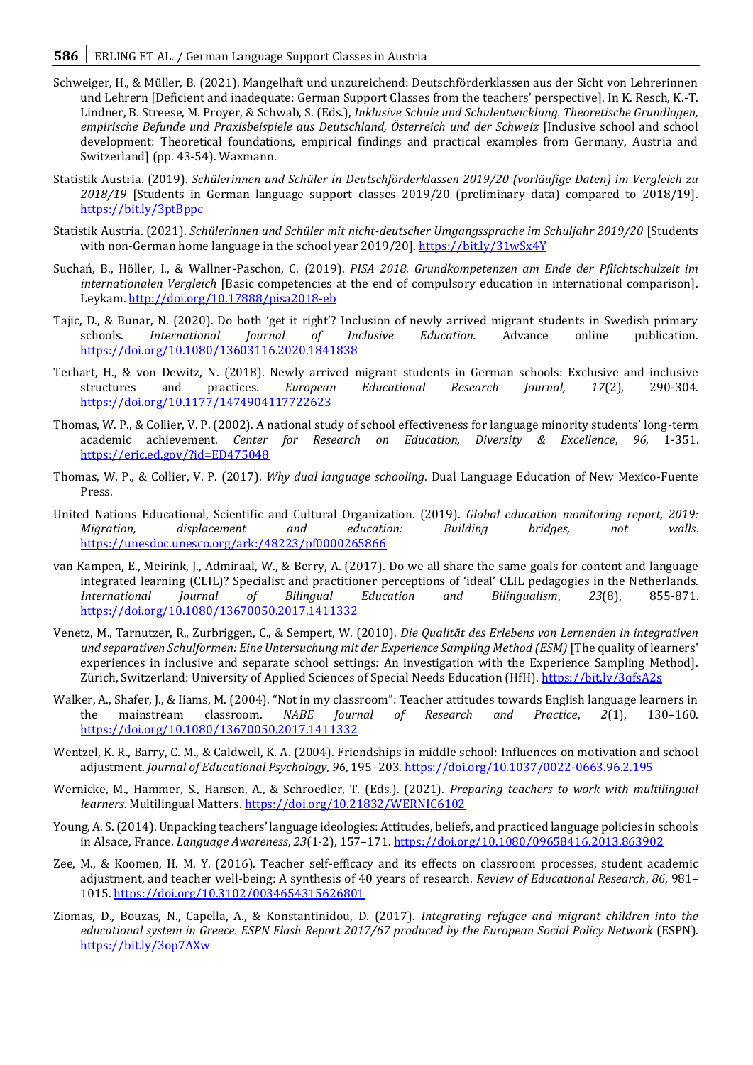Schweiger, H., & Müller, B. (2021). Mangelhaft und unzureichend: Deutschförderklassen aus der Sicht von Lehrerinnen und Lehrern [Deficient and inadequate: German Support Classes from the teachers' perspective]. In K. Resch, K.-T. Lindner, B. Streese, M. Proyer, & Schwab, S. (Eds.), *Inklusive Schule und Schulentwicklung. Theoretische Grundlagen, empirische Befunde und Praxisbeispiele aus Deutschland, Österreich und der Schweiz* [Inclusive school and school development: Theoretical foundations, empirical findings and practical examples from Germany, Austria and Switzerland] (pp. 43-54). Waxmann.

Statistik Austria. (2019). *Schülerinnen und Schüler in Deutschförderklassen 2019/20 (vorläufige Daten) im Vergleich zu 2018/19* [Students in German language support classes 2019/20 (preliminary data) compared to 2018/19]. https://bit.ly/3ptBppc

Statistik Austria. (2021). *Schülerinnen und Schüler mit nicht-deutscher Umgangssprache im Schuljahr 2019/20* [Students with non-German home language in the school year 2019/20]. https://bit.ly/31wSx4Y

Suchań, B., Höller, I., & Wallner-Paschon, C. (2019). *PISA 2018. Grundkompetenzen am Ende der Pflichtschulzeit im internationalen Vergleich* [Basic competencies at the end of compulsory education in international comparison]. Leykam. http://doi.org/10.17888/pisa2018-eb

Tajic, D., & Bunar, N. (2020). Do both 'get it right'? Inclusion of newly arrived migrant students in Swedish primary schools. *International Journal of Inclusive Education.* Advance online publication. https://doi.org/10.1080/13603116.2020.1841838

Terhart, H., & von Dewitz, N. (2018). Newly arrived migrant students in German schools: Exclusive and inclusive structures and practices. *European Educational Research Journal, 17*(2), 290-304. https://doi.org/10.1177/1474904117722623

Thomas, W. P., & Collier, V. P. (2002). A national study of school effectiveness for language minority students' long-term academic achievement. *Center for Research on Education, Diversity & Excellence*, *96*, 1-351. https://eric.ed.gov/?id=ED475048

Thomas, W. P., & Collier, V. P. (2017). *Why dual language schooling*. Dual Language Education of New Mexico-Fuente Press.

United Nations Educational, Scientific and Cultural Organization. (2019). *Global education monitoring report, 2019: Migration, displacement and education: Building bridges, not walls*. https://unesdoc.unesco.org/ark:/48223/pf0000265866

van Kampen, E., Meirink, J., Admiraal, W., & Berry, A. (2017). Do we all share the same goals for content and language integrated learning (CLIL)? Specialist and practitioner perceptions of 'ideal' CLIL pedagogies in the Netherlands. *International Journal of Bilingual Education and Bilingualism*, *23*(8), 855-871. https://doi.org/10.1080/13670050.2017.1411332

Venetz, M., Tarnutzer, R., Zurbriggen, C., & Sempert, W. (2010). *Die Qualität des Erlebens von Lernenden in integrativen und separativen Schulformen: Eine Untersuchung mit der Experience Sampling Method (ESM)* [The quality of learners' experiences in inclusive and separate school settings: An investigation with the Experience Sampling Method]. Zürich, Switzerland: University of Applied Sciences of Special Needs Education (HfH). https://bit.ly/3qfsA2s

Walker, A., Shafer, J., & Iiams, M. (2004). "Not in my classroom": Teacher attitudes towards English language learners in the mainstream classroom. *NABE Journal of Research and Practice*, *2*(1), 130–160. https://doi.org/10.1080/13670050.2017.1411332

Wentzel, K. R., Barry, C. M., & Caldwell, K. A. (2004). Friendships in middle school: Influences on motivation and school adjustment. *Journal of Educational Psychology*, *96*, 195–203. https://doi.org/10.1037/0022-0663.96.2.195

Wernicke, M., Hammer, S., Hansen, A., & Schroedler, T. (Eds.). (2021). *Preparing teachers to work with multilingual learners*. Multilingual Matters. https://doi.org/10.21832/WERNIC6102

Young, A. S. (2014). Unpacking teachers' language ideologies: Attitudes, beliefs, and practiced language policies in schools in Alsace, France. *Language Awareness*, *23*(1-2), 157–171. https://doi.org/10.1080/09658416.2013.863902

Zee, M., & Koomen, H. M. Y. (2016). Teacher self-efficacy and its effects on classroom processes, student academic adjustment, and teacher well-being: A synthesis of 40 years of research. *Review of Educational Research*, *86*, 981–1015. https://doi.org/10.3102/0034654315626801

Ziomas, D., Bouzas, N., Capella, A., & Konstantinidou, D. (2017). *Integrating refugee and migrant children into the educational system in Greece. ESPN Flash Report 2017/67 produced by the European Social Policy Network* (ESPN). https://bit.ly/3op7AXw